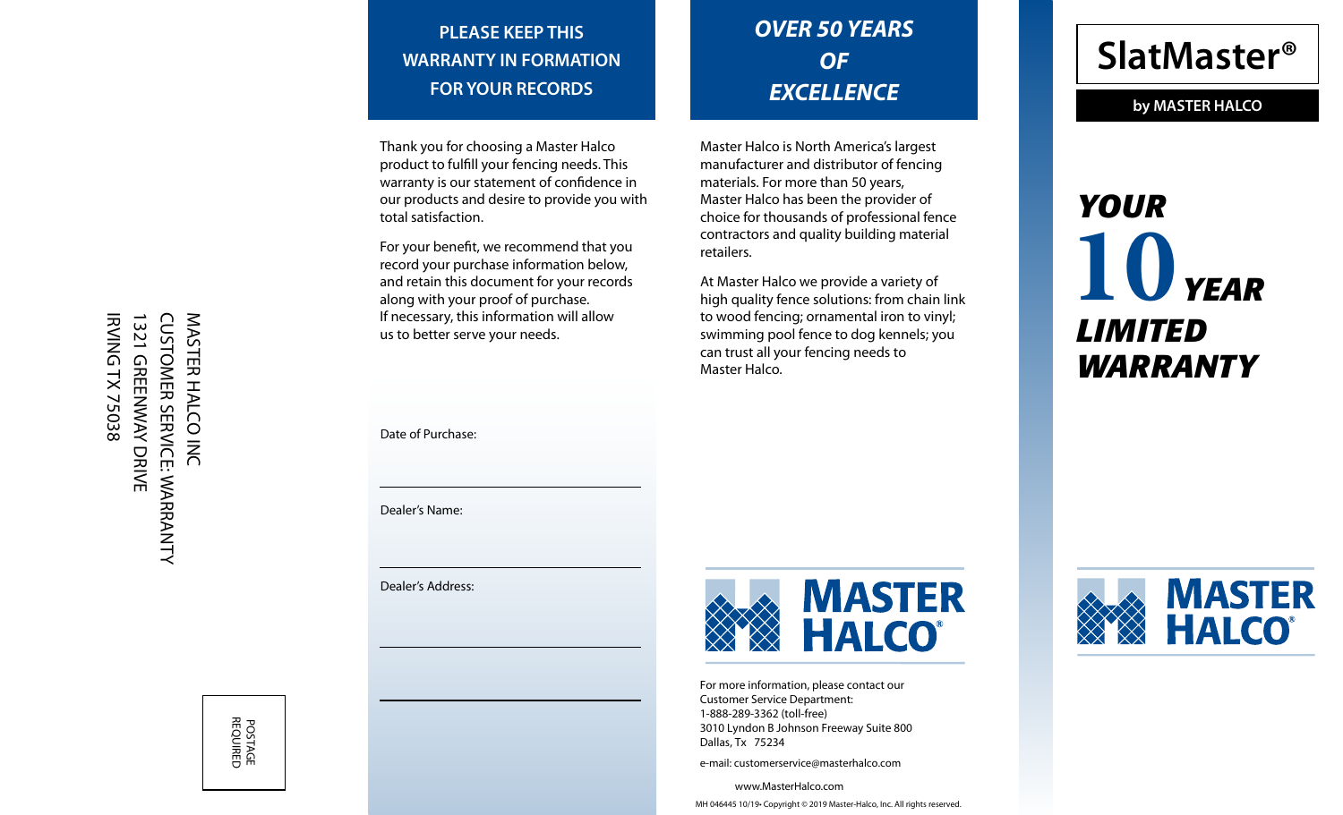MASTER HALCO INC
CUSTOMER SERVICE: WARRANTY
1321 GREENWAY DRIVE
IRVING TX 75038

POSTAGE
REQUIRED

## PLEASE KEEP THIS WARRANTY IN FORMATION FOR YOUR RECORDS

Thank you for choosing a Master Halco product to fulfill your fencing needs. This warranty is our statement of confidence in our products and desire to provide you with total satisfaction.

For your benefit, we recommend that you record your purchase information below, and retain this document for your records along with your proof of purchase. If necessary, this information will allow us to better serve your needs.

Date of Purchase: ______________________

Dealer's Name: ______________________

Dealer's Address: ______________________

______________________

## *OVER 50 YEARS OF EXCELLENCE*

Master Halco is North America's largest manufacturer and distributor of fencing materials. For more than 50 years, Master Halco has been the provider of choice for thousands of professional fence contractors and quality building material retailers.

At Master Halco we provide a variety of high quality fence solutions: from chain link to wood fencing; ornamental iron to vinyl; swimming pool fence to dog kennels; you can trust all your fencing needs to Master Halco.

MASTER HALCO®

For more information, please contact our Customer Service Department:
1-888-289-3362 (toll-free)
3010 Lyndon B Johnson Freeway Suite 800
Dallas, Tx 75234

e-mail: customerservice@masterhalco.com

www.MasterHalco.com

MH 046445 10/19• Copyright © 2019 Master-Halco, Inc. All rights reserved.

# SlatMaster®

**by MASTER HALCO**

# *YOUR 10 YEAR LIMITED WARRANTY*

MASTER HALCO®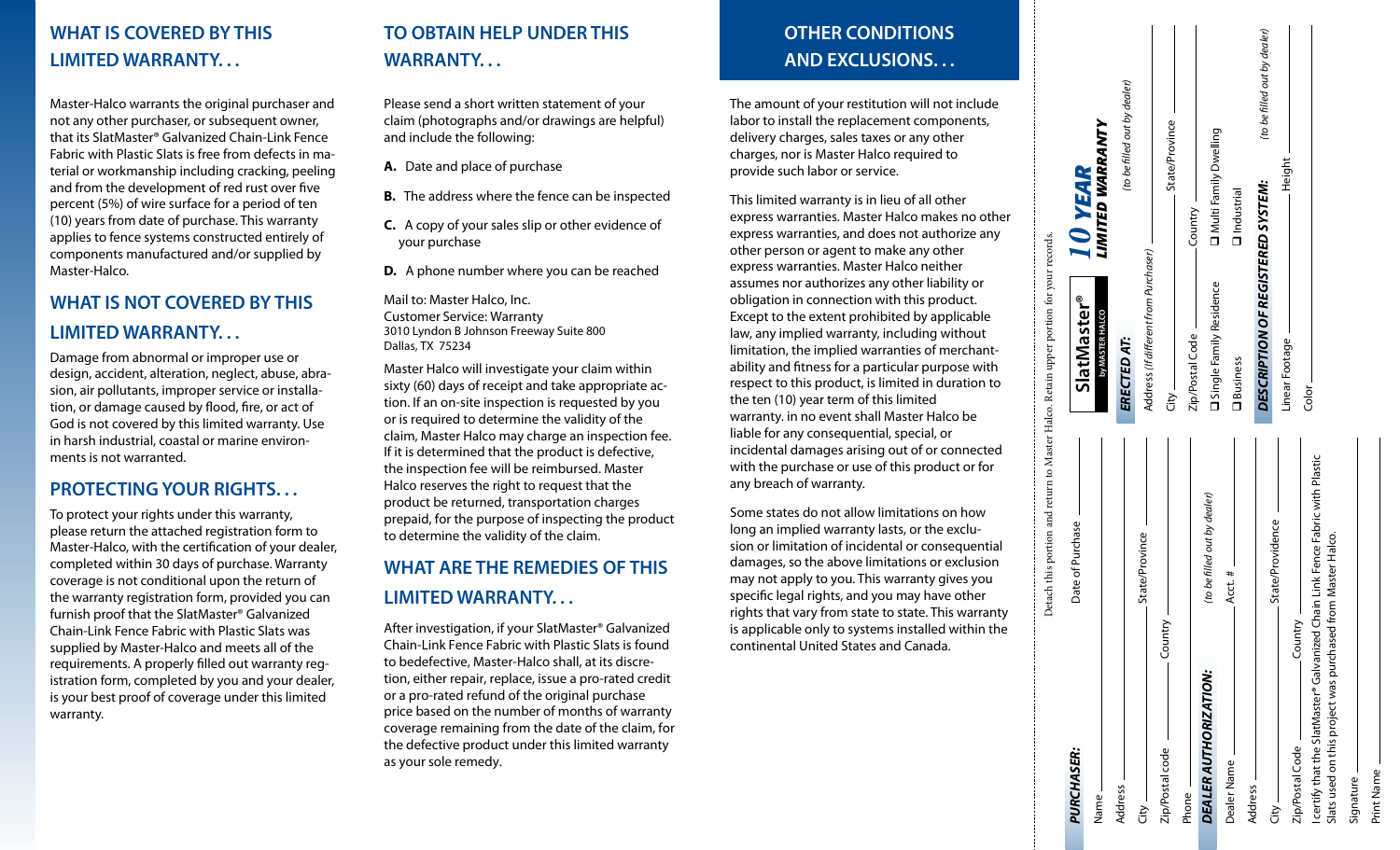## WHAT IS COVERED BY THIS LIMITED WARRANTY. . .

Master-Halco warrants the original purchaser and not any other purchaser, or subsequent owner, that its SlatMaster® Galvanized Chain-Link Fence Fabric with Plastic Slats is free from defects in material or workmanship including cracking, peeling and from the development of red rust over five percent (5%) of wire surface for a period of ten (10) years from date of purchase. This warranty applies to fence systems constructed entirely of components manufactured and/or supplied by Master-Halco.

## WHAT IS NOT COVERED BY THIS LIMITED WARRANTY. . .

Damage from abnormal or improper use or design, accident, alteration, neglect, abuse, abrasion, air pollutants, improper service or installation, or damage caused by flood, fire, or act of God is not covered by this limited warranty. Use in harsh industrial, coastal or marine environments is not warranted.

## PROTECTING YOUR RIGHTS. . .

To protect your rights under this warranty, please return the attached registration form to Master-Halco, with the certification of your dealer, completed within 30 days of purchase. Warranty coverage is not conditional upon the return of the warranty registration form, provided you can furnish proof that the SlatMaster® Galvanized Chain-Link Fence Fabric with Plastic Slats was supplied by Master-Halco and meets all of the requirements. A properly filled out warranty registration form, completed by you and your dealer, is your best proof of coverage under this limited warranty.

## TO OBTAIN HELP UNDER THIS WARRANTY. . .

Please send a short written statement of your claim (photographs and/or drawings are helpful) and include the following:

**A.** Date and place of purchase

**B.** The address where the fence can be inspected

**C.** A copy of your sales slip or other evidence of your purchase

**D.** A phone number where you can be reached

Mail to: Master Halco, Inc.
Customer Service: Warranty
3010 Lyndon B Johnson Freeway Suite 800
Dallas, TX 75234

Master Halco will investigate your claim within sixty (60) days of receipt and take appropriate action. If an on-site inspection is requested by you or is required to determine the validity of the claim, Master Halco may charge an inspection fee. If it is determined that the product is defective, the inspection fee will be reimbursed. Master Halco reserves the right to request that the product be returned, transportation charges prepaid, for the purpose of inspecting the product to determine the validity of the claim.

## WHAT ARE THE REMEDIES OF THIS LIMITED WARRANTY. . .

After investigation, if your SlatMaster® Galvanized Chain-Link Fence Fabric with Plastic Slats is found to bedefective, Master-Halco shall, at its discretion, either repair, replace, issue a pro-rated credit or a pro-rated refund of the original purchase price based on the number of months of warranty coverage remaining from the date of the claim, for the defective product under this limited warranty as your sole remedy.

## OTHER CONDITIONS AND EXCLUSIONS. . .

The amount of your restitution will not include labor to install the replacement components, delivery charges, sales taxes or any other charges, nor is Master Halco required to provide such labor or service.

This limited warranty is in lieu of all other express warranties. Master Halco makes no other express warranties, and does not authorize any other person or agent to make any other express warranties. Master Halco neither assumes nor authorizes any other liability or obligation in connection with this product. Except to the extent prohibited by applicable law, any implied warranty, including without limitation, the implied warranties of merchantability and fitness for a particular purpose with respect to this product, is limited in duration to the ten (10) year term of this limited warranty. in no event shall Master Halco be liable for any consequential, special, or incidental damages arising out of or connected with the purchase or use of this product or for any breach of warranty.

Some states do not allow limitations on how long an implied warranty lasts, or the exclusion or limitation of incidental or consequential damages, so the above limitations or exclusion may not apply to you. This warranty gives you specific legal rights, and you may have other rights that vary from state to state. This warranty is applicable only to systems installed within the continental United States and Canada.

---

Detach this portion and return to Master Halco. Retain upper portion for your records.

**SlatMaster®** by MASTER HALCO

## *10 YEAR LIMITED WARRANTY*

***PURCHASER:***

Date of Purchase \_\_\_\_\_\_\_\_

Name \_\_\_\_\_\_\_\_

Address \_\_\_\_\_\_\_\_

City \_\_\_\_\_\_\_\_ State/Province \_\_\_\_\_\_\_\_

Zip/Postal code \_\_\_\_\_\_\_\_ Country \_\_\_\_\_\_\_\_

Phone \_\_\_\_\_\_\_\_

***DEALER AUTHORIZATION:*** *(to be filled out by dealer)*

Dealer Name \_\_\_\_\_\_\_\_ Acct. # \_\_\_\_\_\_\_\_

Address \_\_\_\_\_\_\_\_

City \_\_\_\_\_\_\_\_ State/Providence \_\_\_\_\_\_\_\_

Zip/Postal Code \_\_\_\_\_\_\_\_ Country \_\_\_\_\_\_\_\_

I certify that the SlatMaster® Galvanized Chain Link Fence Fabric with Plastic Slats used on this project was purchased from Master Halco.

Signature \_\_\_\_\_\_\_\_

Print Name \_\_\_\_\_\_\_\_

***ERECTED AT:*** *(to be filled out by dealer)*

Address *(If different from Purchaser)* \_\_\_\_\_\_\_\_

City \_\_\_\_\_\_\_\_ State/Province \_\_\_\_\_\_\_\_

Zip/Postal Code \_\_\_\_\_\_\_\_ Country \_\_\_\_\_\_\_\_

❑ Single Family Residence ❑ Multi Family Dwelling

❑ Business ❑ Industrial

***DESCRIPTION OF REGISTERED SYSTEM:*** *(to be filled out by dealer)*

Linear Footage \_\_\_\_\_\_\_\_ Height \_\_\_\_\_\_\_\_

Color \_\_\_\_\_\_\_\_